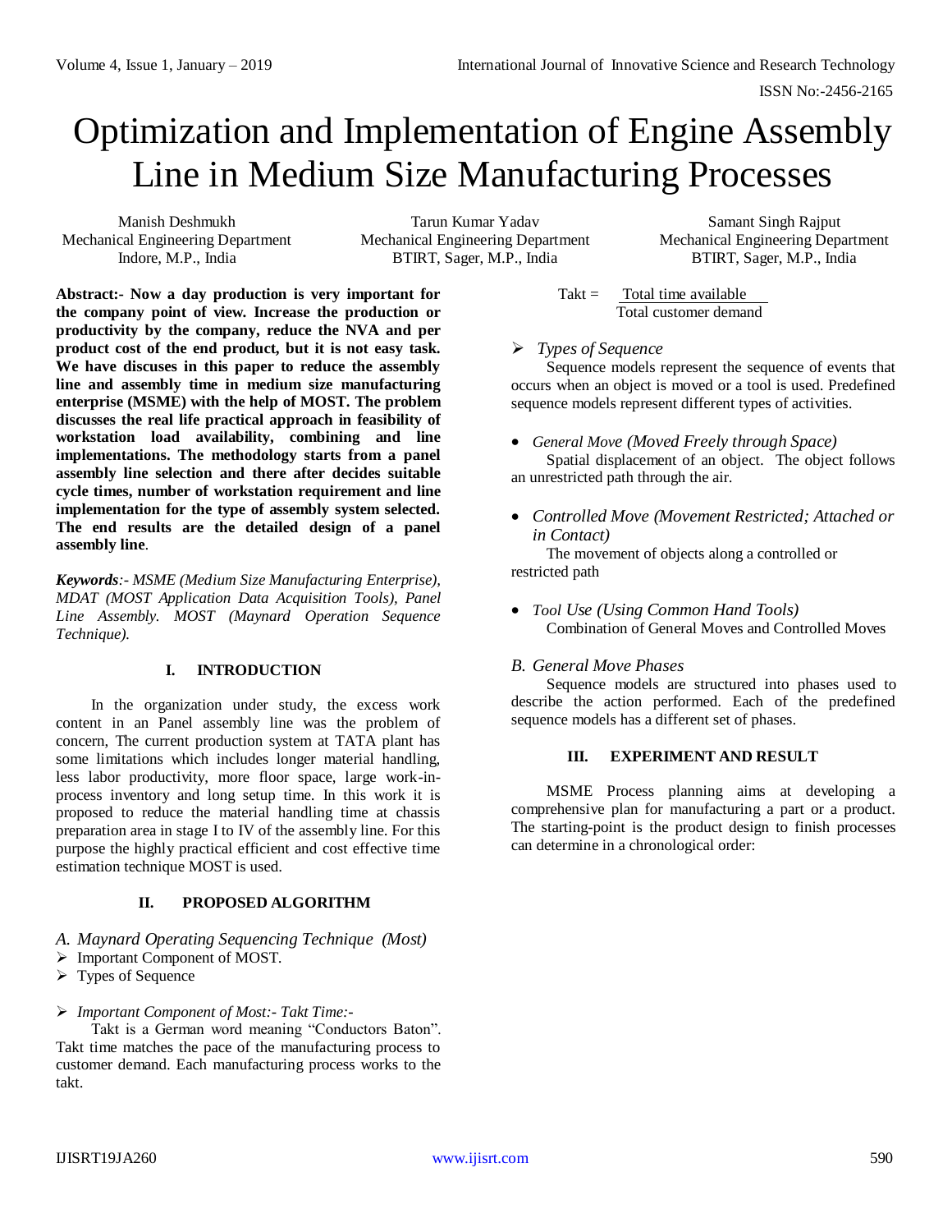# Optimization and Implementation of Engine Assembly Line in Medium Size Manufacturing Processes

Manish Deshmukh
Mechanical Engineering Department
Indore, M.P., India

Tarun Kumar Yadav
Mechanical Engineering Department
BTIRT, Sager, M.P., India

Samant Singh Rajput
Mechanical Engineering Department
BTIRT, Sager, M.P., India

**Abstract:- Now a day production is very important for the company point of view. Increase the production or productivity by the company, reduce the NVA and per product cost of the end product, but it is not easy task. We have discuses in this paper to reduce the assembly line and assembly time in medium size manufacturing enterprise (MSME) with the help of MOST. The problem discusses the real life practical approach in feasibility of workstation load availability, combining and line implementations. The methodology starts from a panel assembly line selection and there after decides suitable cycle times, number of workstation requirement and line implementation for the type of assembly system selected. The end results are the detailed design of a panel assembly line**.

***Keywords**:- MSME (Medium Size Manufacturing Enterprise), MDAT (MOST Application Data Acquisition Tools), Panel Line Assembly. MOST (Maynard Operation Sequence Technique).*

## I. INTRODUCTION

In the organization under study, the excess work content in an Panel assembly line was the problem of concern, The current production system at TATA plant has some limitations which includes longer material handling, less labor productivity, more floor space, large work-in-process inventory and long setup time. In this work it is proposed to reduce the material handling time at chassis preparation area in stage I to IV of the assembly line. For this purpose the highly practical efficient and cost effective time estimation technique MOST is used.

## II. PROPOSED ALGORITHM

### *A. Maynard Operating Sequencing Technique (Most)*

- Important Component of MOST.
- Types of Sequence

- *Important Component of Most:- Takt Time:-*

Takt is a German word meaning "Conductors Baton". Takt time matches the pace of the manufacturing process to customer demand. Each manufacturing process works to the takt.

$$\text{Takt} = \frac{\text{Total time available}}{\text{Total customer demand}}$$

- *Types of Sequence*

Sequence models represent the sequence of events that occurs when an object is moved or a tool is used. Predefined sequence models represent different types of activities.

- *General Move (Moved Freely through Space)*

Spatial displacement of an object. The object follows an unrestricted path through the air.

- *Controlled Move (Movement Restricted; Attached or in Contact)*

The movement of objects along a controlled or restricted path

- *Tool Use (Using Common Hand Tools)*

Combination of General Moves and Controlled Moves

### *B. General Move Phases*

Sequence models are structured into phases used to describe the action performed. Each of the predefined sequence models has a different set of phases.

## III. EXPERIMENT AND RESULT

MSME Process planning aims at developing a comprehensive plan for manufacturing a part or a product. The starting-point is the product design to finish processes can determine in a chronological order: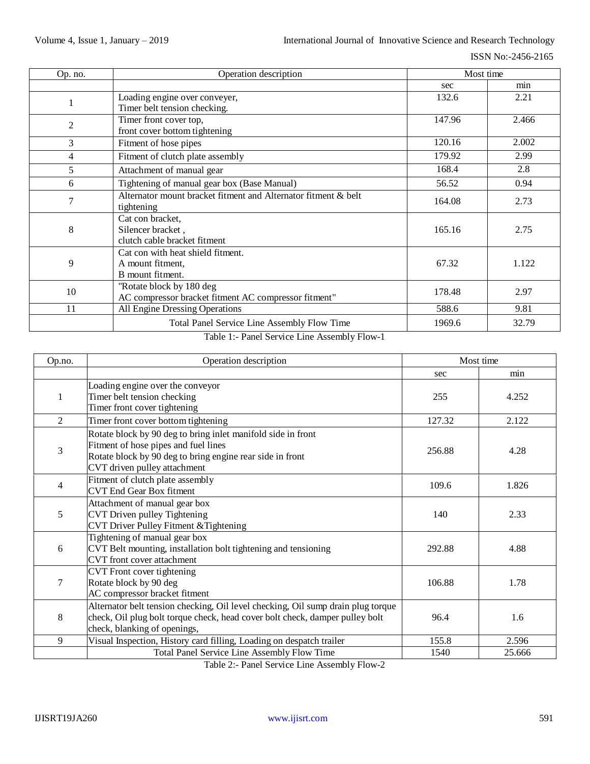| Op. no. | Operation description | Most time | |
|---|---|---|---|
| | | sec | min |
| 1 | Loading engine over conveyer,<br>Timer belt tension checking. | 132.6 | 2.21 |
| 2 | Timer front cover top,<br>front cover bottom tightening | 147.96 | 2.466 |
| 3 | Fitment of hose pipes | 120.16 | 2.002 |
| 4 | Fitment of clutch plate assembly | 179.92 | 2.99 |
| 5 | Attachment of manual gear | 168.4 | 2.8 |
| 6 | Tightening of manual gear box (Base Manual) | 56.52 | 0.94 |
| 7 | Alternator mount bracket fitment and Alternator fitment & belt tightening | 164.08 | 2.73 |
| 8 | Cat con bracket,<br>Silencer bracket ,<br>clutch cable bracket fitment | 165.16 | 2.75 |
| 9 | Cat con with heat shield fitment.<br>A mount fitment,<br>B mount fitment. | 67.32 | 1.122 |
| 10 | "Rotate block by 180 deg<br>AC compressor bracket fitment AC compressor fitment" | 178.48 | 2.97 |
| 11 | All Engine Dressing Operations | 588.6 | 9.81 |
| | Total Panel Service Line Assembly Flow Time | 1969.6 | 32.79 |

Table 1:- Panel Service Line Assembly Flow-1

| Op.no. | Operation description | Most time | |
|---|---|---|---|
| | | sec | min |
| 1 | Loading engine over the conveyor<br>Timer belt tension checking<br>Timer front cover tightening | 255 | 4.252 |
| 2 | Timer front cover bottom tightening | 127.32 | 2.122 |
| 3 | Rotate block by 90 deg to bring inlet manifold side in front<br>Fitment of hose pipes and fuel lines<br>Rotate block by 90 deg to bring engine rear side in front<br>CVT driven pulley attachment | 256.88 | 4.28 |
| 4 | Fitment of clutch plate assembly<br>CVT End Gear Box fitment | 109.6 | 1.826 |
| 5 | Attachment of manual gear box<br>CVT Driven pulley Tightening<br>CVT Driver Pulley Fitment &Tightening | 140 | 2.33 |
| 6 | Tightening of manual gear box<br>CVT Belt mounting, installation bolt tightening and tensioning<br>CVT front cover attachment | 292.88 | 4.88 |
| 7 | CVT Front cover tightening<br>Rotate block by 90 deg<br>AC compressor bracket fitment | 106.88 | 1.78 |
| 8 | Alternator belt tension checking, Oil level checking, Oil sump drain plug torque check, Oil plug bolt torque check, head cover bolt check, damper pulley bolt check, blanking of openings, | 96.4 | 1.6 |
| 9 | Visual Inspection, History card filling, Loading on despatch trailer | 155.8 | 2.596 |
| | Total Panel Service Line Assembly Flow Time | 1540 | 25.666 |

Table 2:- Panel Service Line Assembly Flow-2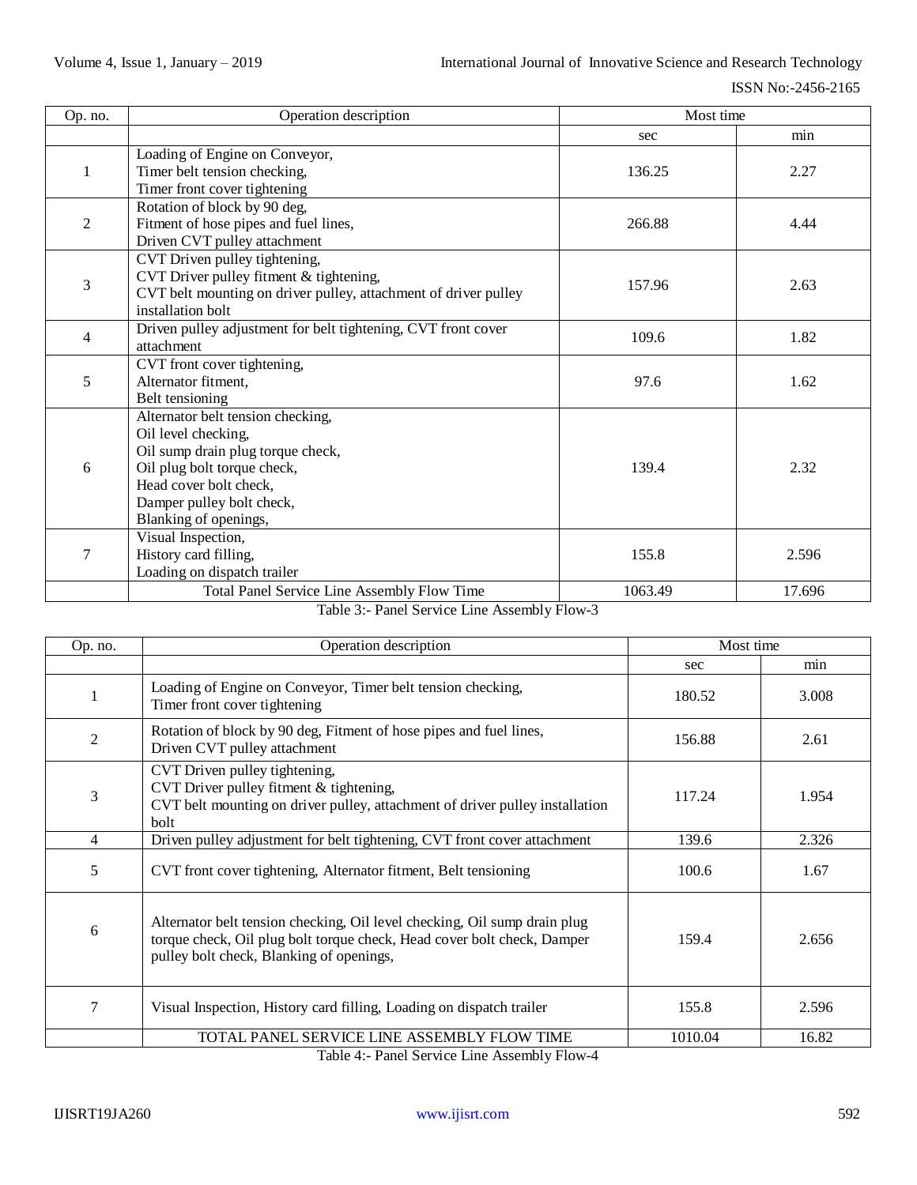| Op. no. | Operation description | Most time | |
|---|---|---|---|
| | | sec | min |
| 1 | Loading of Engine on Conveyor, Timer belt tension checking, Timer front cover tightening | 136.25 | 2.27 |
| 2 | Rotation of block by 90 deg, Fitment of hose pipes and fuel lines, Driven CVT pulley attachment | 266.88 | 4.44 |
| 3 | CVT Driven pulley tightening, CVT Driver pulley fitment & tightening, CVT belt mounting on driver pulley, attachment of driver pulley installation bolt | 157.96 | 2.63 |
| 4 | Driven pulley adjustment for belt tightening, CVT front cover attachment | 109.6 | 1.82 |
| 5 | CVT front cover tightening, Alternator fitment, Belt tensioning | 97.6 | 1.62 |
| 6 | Alternator belt tension checking, Oil level checking, Oil sump drain plug torque check, Oil plug bolt torque check, Head cover bolt check, Damper pulley bolt check, Blanking of openings, | 139.4 | 2.32 |
| 7 | Visual Inspection, History card filling, Loading on dispatch trailer | 155.8 | 2.596 |
| | Total Panel Service Line Assembly Flow Time | 1063.49 | 17.696 |

Table 3:- Panel Service Line Assembly Flow-3

| Op. no. | Operation description | Most time | |
|---|---|---|---|
| | | sec | min |
| 1 | Loading of Engine on Conveyor, Timer belt tension checking, Timer front cover tightening | 180.52 | 3.008 |
| 2 | Rotation of block by 90 deg, Fitment of hose pipes and fuel lines, Driven CVT pulley attachment | 156.88 | 2.61 |
| 3 | CVT Driven pulley tightening, CVT Driver pulley fitment & tightening, CVT belt mounting on driver pulley, attachment of driver pulley installation bolt | 117.24 | 1.954 |
| 4 | Driven pulley adjustment for belt tightening, CVT front cover attachment | 139.6 | 2.326 |
| 5 | CVT front cover tightening, Alternator fitment, Belt tensioning | 100.6 | 1.67 |
| 6 | Alternator belt tension checking, Oil level checking, Oil sump drain plug torque check, Oil plug bolt torque check, Head cover bolt check, Damper pulley bolt check, Blanking of openings, | 159.4 | 2.656 |
| 7 | Visual Inspection, History card filling, Loading on dispatch trailer | 155.8 | 2.596 |
| | TOTAL PANEL SERVICE LINE ASSEMBLY FLOW TIME | 1010.04 | 16.82 |

Table 4:- Panel Service Line Assembly Flow-4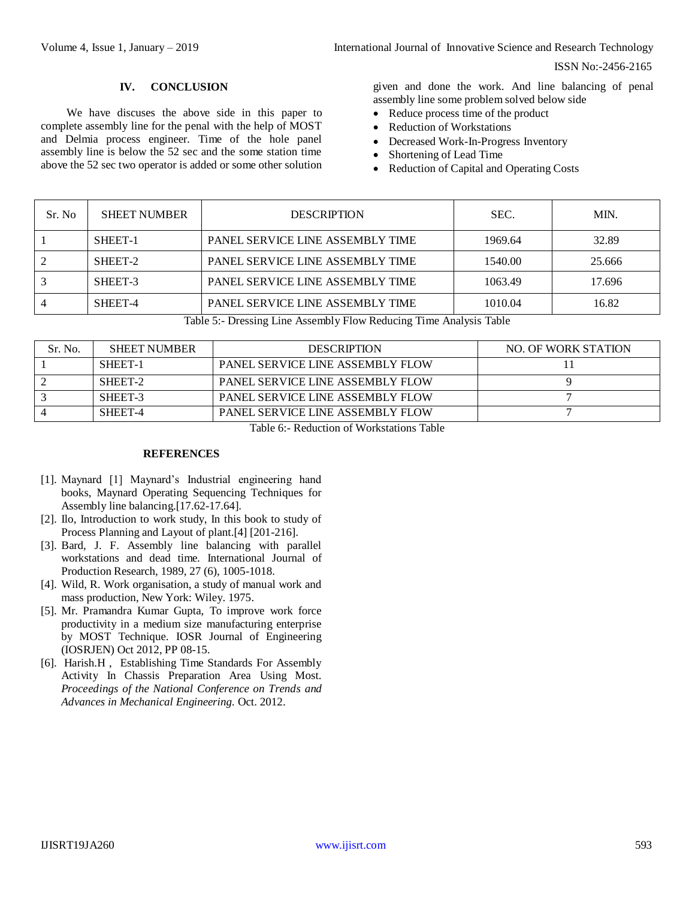## IV. CONCLUSION

We have discuses the above side in this paper to complete assembly line for the penal with the help of MOST and Delmia process engineer. Time of the hole panel assembly line is below the 52 sec and the some station time above the 52 sec two operator is added or some other solution given and done the work. And line balancing of penal assembly line some problem solved below side

- Reduce process time of the product
- Reduction of Workstations
- Decreased Work-In-Progress Inventory
- Shortening of Lead Time
- Reduction of Capital and Operating Costs

| Sr. No | SHEET NUMBER | DESCRIPTION | SEC. | MIN. |
|---|---|---|---|---|
| 1 | SHEET-1 | PANEL SERVICE LINE ASSEMBLY TIME | 1969.64 | 32.89 |
| 2 | SHEET-2 | PANEL SERVICE LINE ASSEMBLY TIME | 1540.00 | 25.666 |
| 3 | SHEET-3 | PANEL SERVICE LINE ASSEMBLY TIME | 1063.49 | 17.696 |
| 4 | SHEET-4 | PANEL SERVICE LINE ASSEMBLY TIME | 1010.04 | 16.82 |

Table 5:- Dressing Line Assembly Flow Reducing Time Analysis Table

| Sr. No. | SHEET NUMBER | DESCRIPTION | NO. OF WORK STATION |
|---|---|---|---|
| 1 | SHEET-1 | PANEL SERVICE LINE ASSEMBLY FLOW | 11 |
| 2 | SHEET-2 | PANEL SERVICE LINE ASSEMBLY FLOW | 9 |
| 3 | SHEET-3 | PANEL SERVICE LINE ASSEMBLY FLOW | 7 |
| 4 | SHEET-4 | PANEL SERVICE LINE ASSEMBLY FLOW | 7 |

Table 6:- Reduction of Workstations Table

## REFERENCES

[1]. Maynard [1] Maynard's Industrial engineering hand books, Maynard Operating Sequencing Techniques for Assembly line balancing.[17.62-17.64].

[2]. Ilo, Introduction to work study, In this book to study of Process Planning and Layout of plant.[4] [201-216].

[3]. Bard, J. F. Assembly line balancing with parallel workstations and dead time. International Journal of Production Research, 1989, 27 (6), 1005-1018.

[4]. Wild, R. Work organisation, a study of manual work and mass production, New York: Wiley. 1975.

[5]. Mr. Pramandra Kumar Gupta, To improve work force productivity in a medium size manufacturing enterprise by MOST Technique. IOSR Journal of Engineering (IOSRJEN) Oct 2012, PP 08-15.

[6]. Harish.H , Establishing Time Standards For Assembly Activity In Chassis Preparation Area Using Most. *Proceedings of the National Conference on Trends and Advances in Mechanical Engineering.* Oct. 2012.